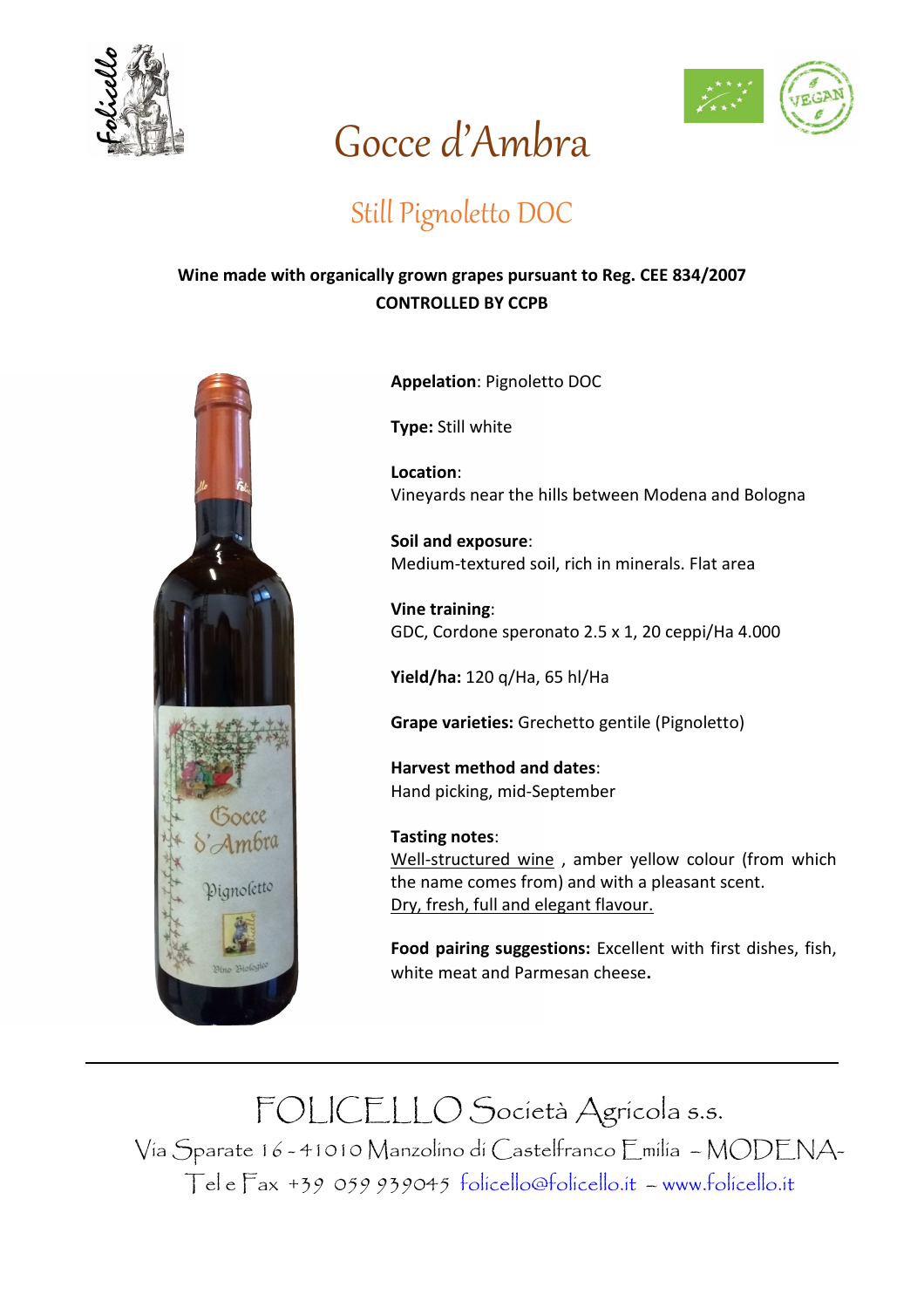# Gocce d'Ambra

## Still Pignoletto DOC

**Wine made with organically grown grapes pursuant to Reg. CEE 834/2007**
**CONTROLLED BY CCPB**

**Appelation**: Pignoletto DOC

**Type:** Still white

**Location**:
Vineyards near the hills between Modena and Bologna

**Soil and exposure**:
Medium-textured soil, rich in minerals. Flat area

**Vine training**:
GDC, Cordone speronato 2.5 x 1, 20 ceppi/Ha 4.000

**Yield/ha:** 120 q/Ha, 65 hl/Ha

**Grape varieties:** Grechetto gentile (Pignoletto)

**Harvest method and dates**:
Hand picking, mid-September

**Tasting notes**:
Well-structured wine , amber yellow colour (from which the name comes from) and with a pleasant scent.
Dry, fresh, full and elegant flavour.

**Food pairing suggestions:** Excellent with first dishes, fish, white meat and Parmesan cheese**.**

---

FOLICELLO Società Agricola s.s.
Via Sparate 16 - 41010 Manzolino di Castelfranco Emilia – MODENA-
Tel e Fax +39 059 939045 folicello@folicello.it – www.folicello.it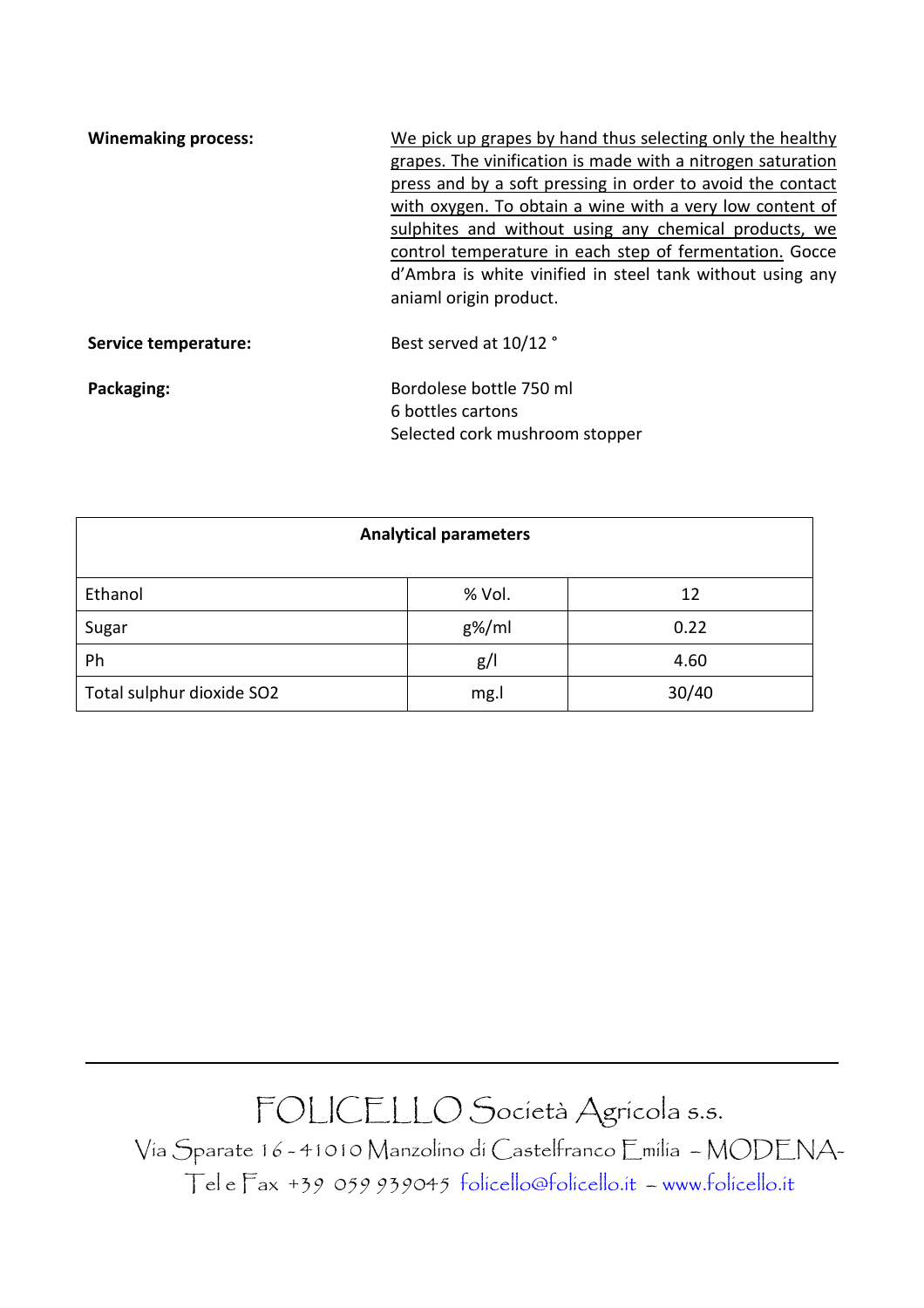**Winemaking process:** <u>We pick up grapes by hand thus selecting only the healthy grapes. The vinification is made with a nitrogen saturation press and by a soft pressing in order to avoid the contact with oxygen. To obtain a wine with a very low content of sulphites and without using any chemical products, we control temperature in each step of fermentation.</u> Gocce d'Ambra is white vinified in steel tank without using any aniaml origin product.

**Service temperature:** Best served at 10/12 °

**Packaging:** Bordolese bottle 750 ml
6 bottles cartons
Selected cork mushroom stopper

| **Analytical parameters** | | |
|---|---|---|
| Ethanol | % Vol. | 12 |
| Sugar | g%/ml | 0.22 |
| Ph | g/l | 4.60 |
| Total sulphur dioxide SO2 | mg.l | 30/40 |

FOLICELLO Società Agricola s.s.
Via Sparate 16 - 41010 Manzolino di Castelfranco Emilia – MODENA-
Tel e Fax +39 059 939045 folicello@folicello.it – www.folicello.it